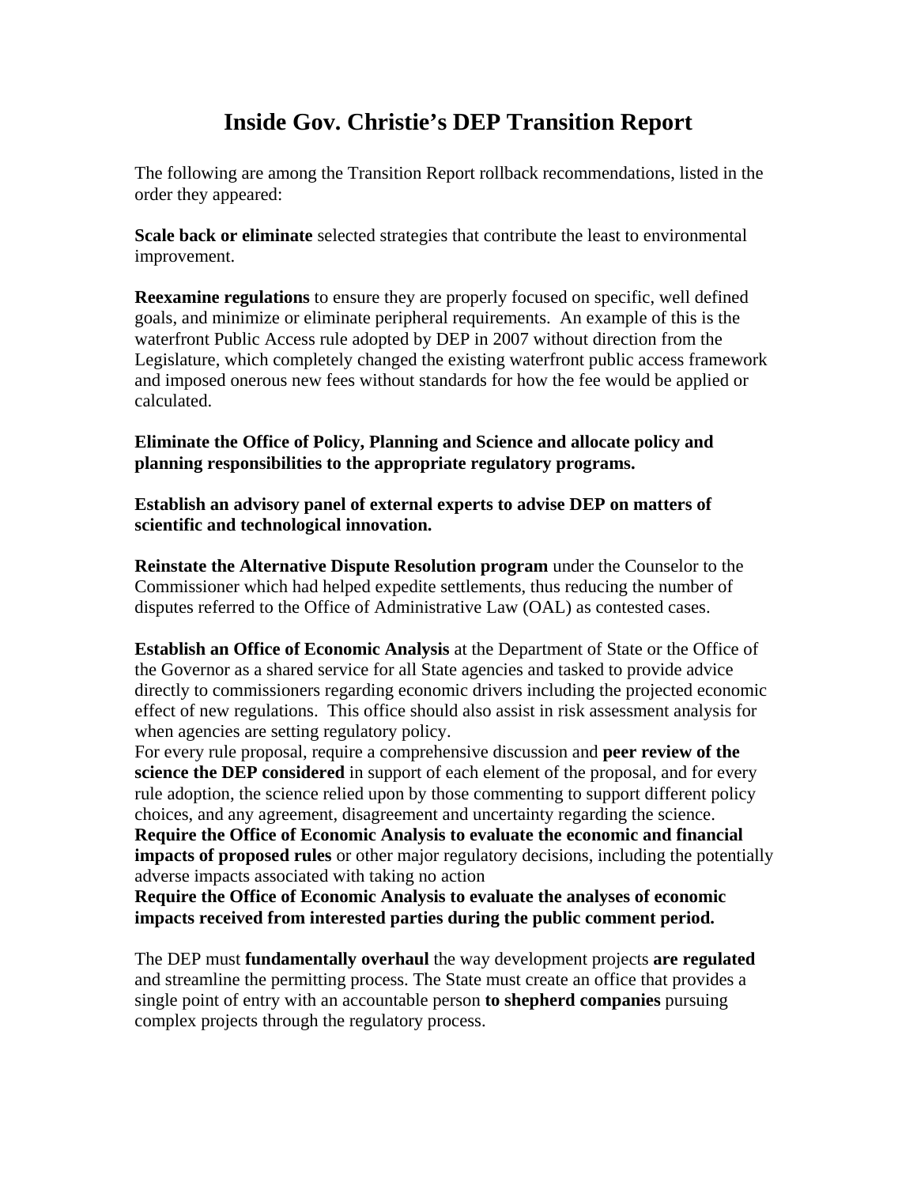# Inside Gov. Christie's DEP Transition Report

The following are among the Transition Report rollback recommendations, listed in the order they appeared:

**Scale back or eliminate** selected strategies that contribute the least to environmental improvement.

**Reexamine regulations** to ensure they are properly focused on specific, well defined goals, and minimize or eliminate peripheral requirements. An example of this is the waterfront Public Access rule adopted by DEP in 2007 without direction from the Legislature, which completely changed the existing waterfront public access framework and imposed onerous new fees without standards for how the fee would be applied or calculated.

**Eliminate the Office of Policy, Planning and Science and allocate policy and planning responsibilities to the appropriate regulatory programs.**

**Establish an advisory panel of external experts to advise DEP on matters of scientific and technological innovation.**

**Reinstate the Alternative Dispute Resolution program** under the Counselor to the Commissioner which had helped expedite settlements, thus reducing the number of disputes referred to the Office of Administrative Law (OAL) as contested cases.

**Establish an Office of Economic Analysis** at the Department of State or the Office of the Governor as a shared service for all State agencies and tasked to provide advice directly to commissioners regarding economic drivers including the projected economic effect of new regulations. This office should also assist in risk assessment analysis for when agencies are setting regulatory policy.
For every rule proposal, require a comprehensive discussion and **peer review of the science the DEP considered** in support of each element of the proposal, and for every rule adoption, the science relied upon by those commenting to support different policy choices, and any agreement, disagreement and uncertainty regarding the science.
**Require the Office of Economic Analysis to evaluate the economic and financial impacts of proposed rules** or other major regulatory decisions, including the potentially adverse impacts associated with taking no action
**Require the Office of Economic Analysis to evaluate the analyses of economic impacts received from interested parties during the public comment period.**

The DEP must **fundamentally overhaul** the way development projects **are regulated** and streamline the permitting process. The State must create an office that provides a single point of entry with an accountable person **to shepherd companies** pursuing complex projects through the regulatory process.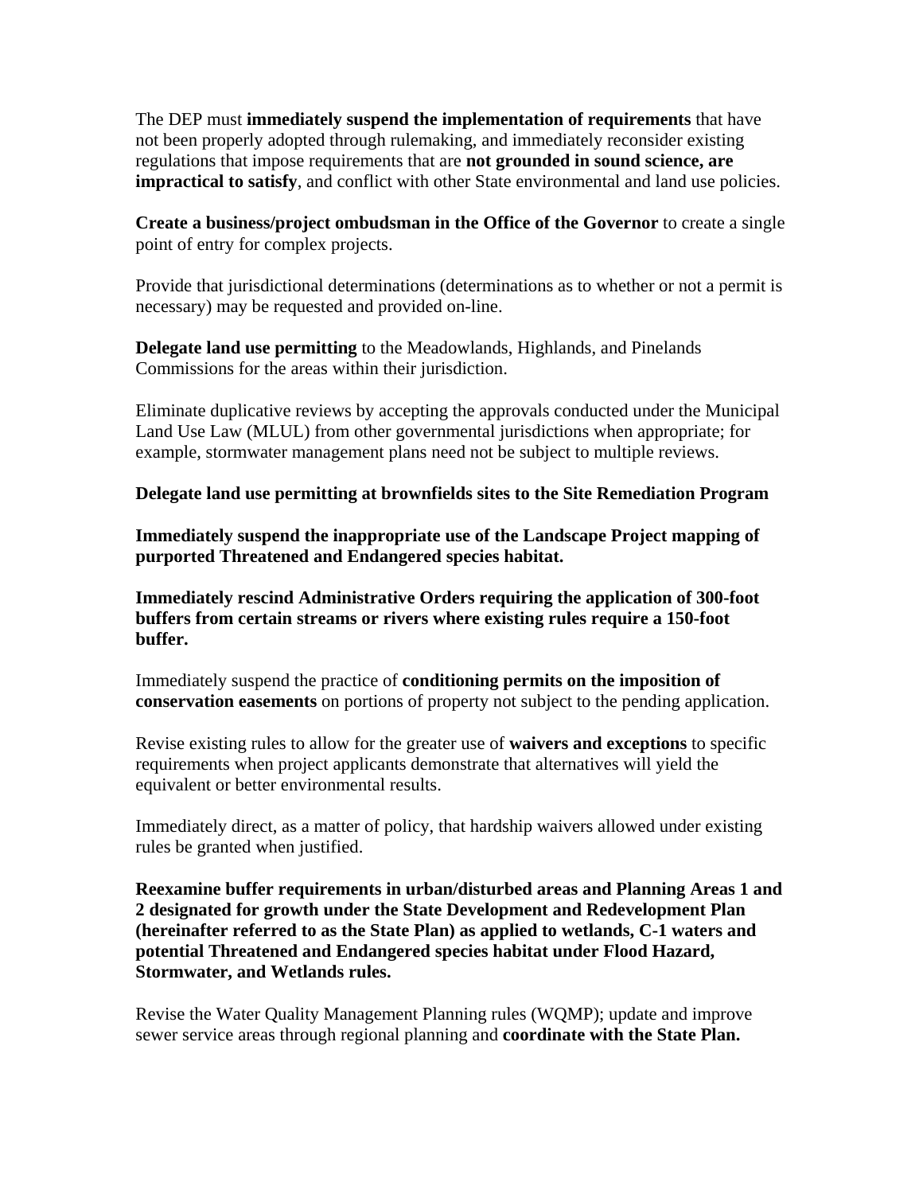The DEP must **immediately suspend the implementation of requirements** that have not been properly adopted through rulemaking, and immediately reconsider existing regulations that impose requirements that are **not grounded in sound science, are impractical to satisfy**, and conflict with other State environmental and land use policies.

**Create a business/project ombudsman in the Office of the Governor** to create a single point of entry for complex projects.

Provide that jurisdictional determinations (determinations as to whether or not a permit is necessary) may be requested and provided on-line.

**Delegate land use permitting** to the Meadowlands, Highlands, and Pinelands Commissions for the areas within their jurisdiction.

Eliminate duplicative reviews by accepting the approvals conducted under the Municipal Land Use Law (MLUL) from other governmental jurisdictions when appropriate; for example, stormwater management plans need not be subject to multiple reviews.

**Delegate land use permitting at brownfields sites to the Site Remediation Program**

**Immediately suspend the inappropriate use of the Landscape Project mapping of purported Threatened and Endangered species habitat.**

**Immediately rescind Administrative Orders requiring the application of 300-foot buffers from certain streams or rivers where existing rules require a 150-foot buffer.**

Immediately suspend the practice of **conditioning permits on the imposition of conservation easements** on portions of property not subject to the pending application.

Revise existing rules to allow for the greater use of **waivers and exceptions** to specific requirements when project applicants demonstrate that alternatives will yield the equivalent or better environmental results.

Immediately direct, as a matter of policy, that hardship waivers allowed under existing rules be granted when justified.

**Reexamine buffer requirements in urban/disturbed areas and Planning Areas 1 and 2 designated for growth under the State Development and Redevelopment Plan (hereinafter referred to as the State Plan) as applied to wetlands, C-1 waters and potential Threatened and Endangered species habitat under Flood Hazard, Stormwater, and Wetlands rules.**

Revise the Water Quality Management Planning rules (WQMP); update and improve sewer service areas through regional planning and **coordinate with the State Plan.**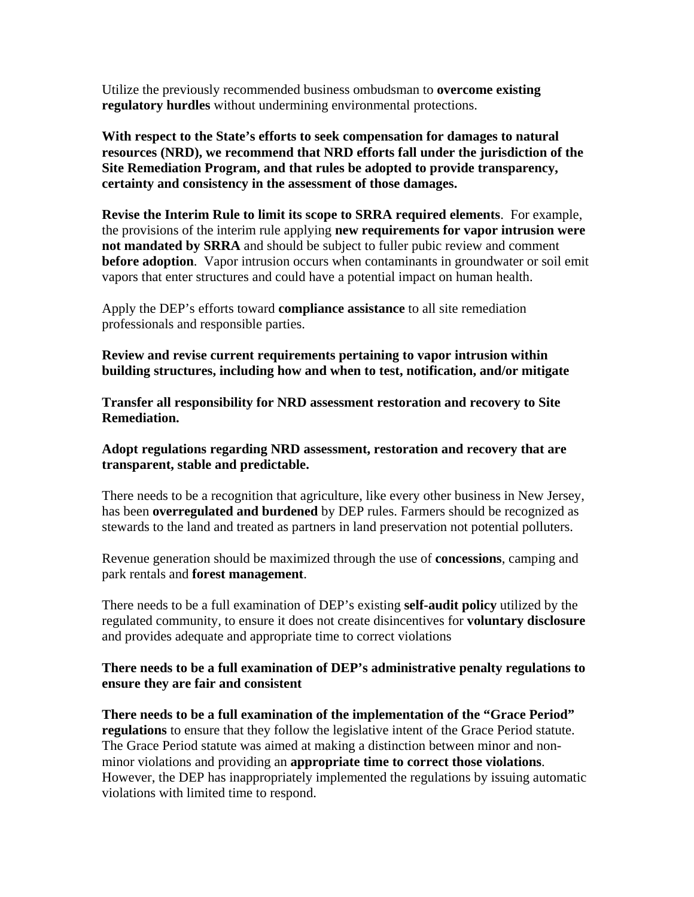Utilize the previously recommended business ombudsman to **overcome existing regulatory hurdles** without undermining environmental protections.

**With respect to the State's efforts to seek compensation for damages to natural resources (NRD), we recommend that NRD efforts fall under the jurisdiction of the Site Remediation Program, and that rules be adopted to provide transparency, certainty and consistency in the assessment of those damages.**

**Revise the Interim Rule to limit its scope to SRRA required elements**. For example, the provisions of the interim rule applying **new requirements for vapor intrusion were not mandated by SRRA** and should be subject to fuller pubic review and comment **before adoption**. Vapor intrusion occurs when contaminants in groundwater or soil emit vapors that enter structures and could have a potential impact on human health.

Apply the DEP's efforts toward **compliance assistance** to all site remediation professionals and responsible parties.

**Review and revise current requirements pertaining to vapor intrusion within building structures, including how and when to test, notification, and/or mitigate**

**Transfer all responsibility for NRD assessment restoration and recovery to Site Remediation.**

**Adopt regulations regarding NRD assessment, restoration and recovery that are transparent, stable and predictable.**

There needs to be a recognition that agriculture, like every other business in New Jersey, has been **overregulated and burdened** by DEP rules. Farmers should be recognized as stewards to the land and treated as partners in land preservation not potential polluters.

Revenue generation should be maximized through the use of **concessions**, camping and park rentals and **forest management**.

There needs to be a full examination of DEP's existing **self-audit policy** utilized by the regulated community, to ensure it does not create disincentives for **voluntary disclosure** and provides adequate and appropriate time to correct violations

**There needs to be a full examination of DEP's administrative penalty regulations to ensure they are fair and consistent**

**There needs to be a full examination of the implementation of the "Grace Period" regulations** to ensure that they follow the legislative intent of the Grace Period statute. The Grace Period statute was aimed at making a distinction between minor and non-minor violations and providing an **appropriate time to correct those violations**. However, the DEP has inappropriately implemented the regulations by issuing automatic violations with limited time to respond.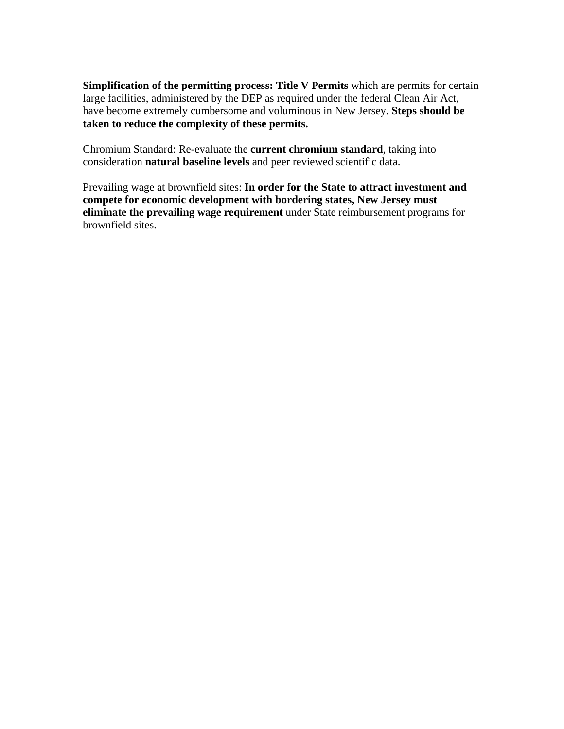**Simplification of the permitting process: Title V Permits** which are permits for certain large facilities, administered by the DEP as required under the federal Clean Air Act, have become extremely cumbersome and voluminous in New Jersey. **Steps should be taken to reduce the complexity of these permits.**

Chromium Standard: Re-evaluate the **current chromium standard**, taking into consideration **natural baseline levels** and peer reviewed scientific data.

Prevailing wage at brownfield sites: **In order for the State to attract investment and compete for economic development with bordering states, New Jersey must eliminate the prevailing wage requirement** under State reimbursement programs for brownfield sites.